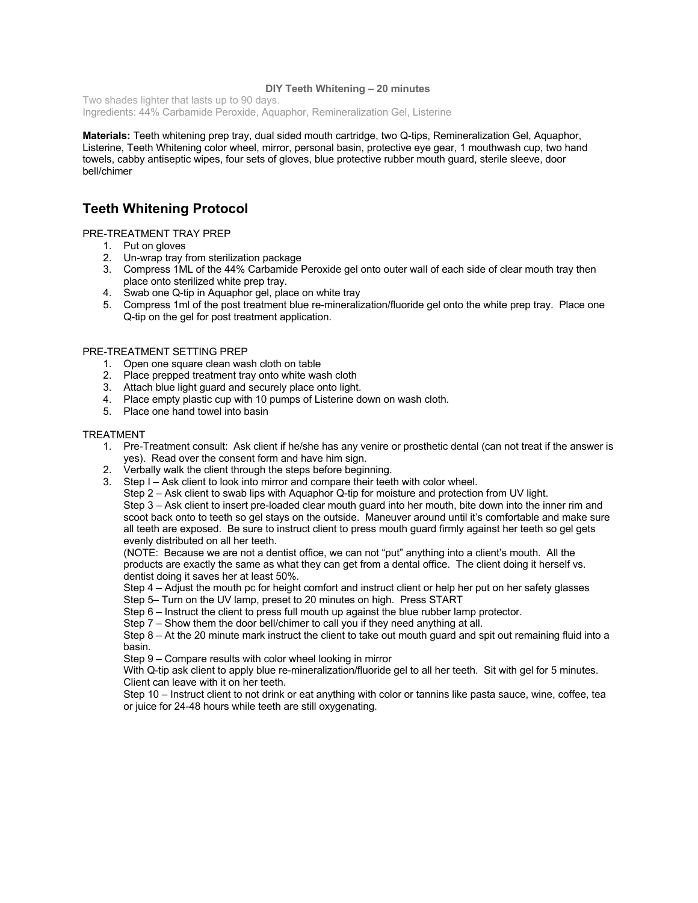**DIY Teeth Whitening – 20 minutes**

Two shades lighter that lasts up to 90 days.
Ingredients: 44% Carbamide Peroxide, Aquaphor, Remineralization Gel, Listerine

**Materials:** Teeth whitening prep tray, dual sided mouth cartridge, two Q-tips, Remineralization Gel, Aquaphor, Listerine, Teeth Whitening color wheel, mirror, personal basin, protective eye gear, 1 mouthwash cup, two hand towels, cabby antiseptic wipes, four sets of gloves, blue protective rubber mouth guard, sterile sleeve, door bell/chimer

## Teeth Whitening Protocol

PRE-TREATMENT TRAY PREP

1. Put on gloves
2. Un-wrap tray from sterilization package
3. Compress 1ML of the 44% Carbamide Peroxide gel onto outer wall of each side of clear mouth tray then place onto sterilized white prep tray.
4. Swab one Q-tip in Aquaphor gel, place on white tray
5. Compress 1ml of the post treatment blue re-mineralization/fluoride gel onto the white prep tray. Place one Q-tip on the gel for post treatment application.

PRE-TREATMENT SETTING PREP

1. Open one square clean wash cloth on table
2. Place prepped treatment tray onto white wash cloth
3. Attach blue light guard and securely place onto light.
4. Place empty plastic cup with 10 pumps of Listerine down on wash cloth.
5. Place one hand towel into basin

TREATMENT

1. Pre-Treatment consult: Ask client if he/she has any venire or prosthetic dental (can not treat if the answer is yes). Read over the consent form and have him sign.
2. Verbally walk the client through the steps before beginning.
3. Step I – Ask client to look into mirror and compare their teeth with color wheel.
   Step 2 – Ask client to swab lips with Aquaphor Q-tip for moisture and protection from UV light.
   Step 3 – Ask client to insert pre-loaded clear mouth guard into her mouth, bite down into the inner rim and scoot back onto to teeth so gel stays on the outside. Maneuver around until it's comfortable and make sure all teeth are exposed. Be sure to instruct client to press mouth guard firmly against her teeth so gel gets evenly distributed on all her teeth.
   (NOTE: Because we are not a dentist office, we can not "put" anything into a client's mouth. All the products are exactly the same as what they can get from a dental office. The client doing it herself vs. dentist doing it saves her at least 50%.
   Step 4 – Adjust the mouth pc for height comfort and instruct client or help her put on her safety glasses
   Step 5– Turn on the UV lamp, preset to 20 minutes on high. Press START
   Step 6 – Instruct the client to press full mouth up against the blue rubber lamp protector.
   Step 7 – Show them the door bell/chimer to call you if they need anything at all.
   Step 8 – At the 20 minute mark instruct the client to take out mouth guard and spit out remaining fluid into a basin.
   Step 9 – Compare results with color wheel looking in mirror
   With Q-tip ask client to apply blue re-mineralization/fluoride gel to all her teeth. Sit with gel for 5 minutes. Client can leave with it on her teeth.
   Step 10 – Instruct client to not drink or eat anything with color or tannins like pasta sauce, wine, coffee, tea or juice for 24-48 hours while teeth are still oxygenating.